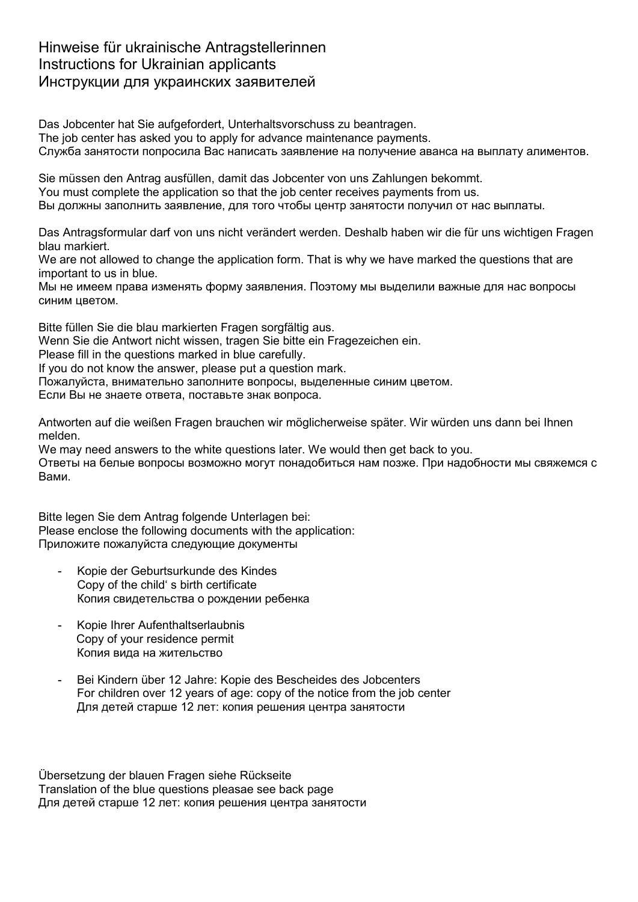# Hinweise für ukrainische Antragstellerinnen
# Instructions for Ukrainian applicants
# Инструкции для украинских заявителей

Das Jobcenter hat Sie aufgefordert, Unterhaltsvorschuss zu beantragen.
The job center has asked you to apply for advance maintenance payments.
Служба занятости попросила Вас написать заявление на получение аванса на выплату алиментов.

Sie müssen den Antrag ausfüllen, damit das Jobcenter von uns Zahlungen bekommt.
You must complete the application so that the job center receives payments from us.
Вы должны заполнить заявление, для того чтобы центр занятости получил от нас выплаты.

Das Antragsformular darf von uns nicht verändert werden. Deshalb haben wir die für uns wichtigen Fragen blau markiert.
We are not allowed to change the application form. That is why we have marked the questions that are important to us in blue.
Мы не имеем права изменять форму заявления. Поэтому мы выделили важные для нас вопросы синим цветом.

Bitte füllen Sie die blau markierten Fragen sorgfältig aus.
Wenn Sie die Antwort nicht wissen, tragen Sie bitte ein Fragezeichen ein.
Please fill in the questions marked in blue carefully.
If you do not know the answer, please put a question mark.
Пожалуйста, внимательно заполните вопросы, выделенные синим цветом.
Если Вы не знаете ответа, поставьте знак вопроса.

Antworten auf die weißen Fragen brauchen wir möglicherweise später. Wir würden uns dann bei Ihnen melden.
We may need answers to the white questions later. We would then get back to you.
Ответы на белые вопросы возможно могут понадобиться нам позже. При надобности мы свяжемся с Вами.

Bitte legen Sie dem Antrag folgende Unterlagen bei:
Please enclose the following documents with the application:
Приложите пожалуйста следующие документы

- Kopie der Geburtsurkunde des Kindes
  Copy of the child' s birth certificate
  Копия свидетельства о рождении ребенка

- Kopie Ihrer Aufenthaltserlaubnis
  Copy of your residence permit
  Копия вида на жительство

- Bei Kindern über 12 Jahre: Kopie des Bescheides des Jobcenters
  For children over 12 years of age: copy of the notice from the job center
  Для детей старше 12 лет: копия решения центра занятости

Übersetzung der blauen Fragen siehe Rückseite
Translation of the blue questions pleasae see back page
Для детей старше 12 лет: копия решения центра занятости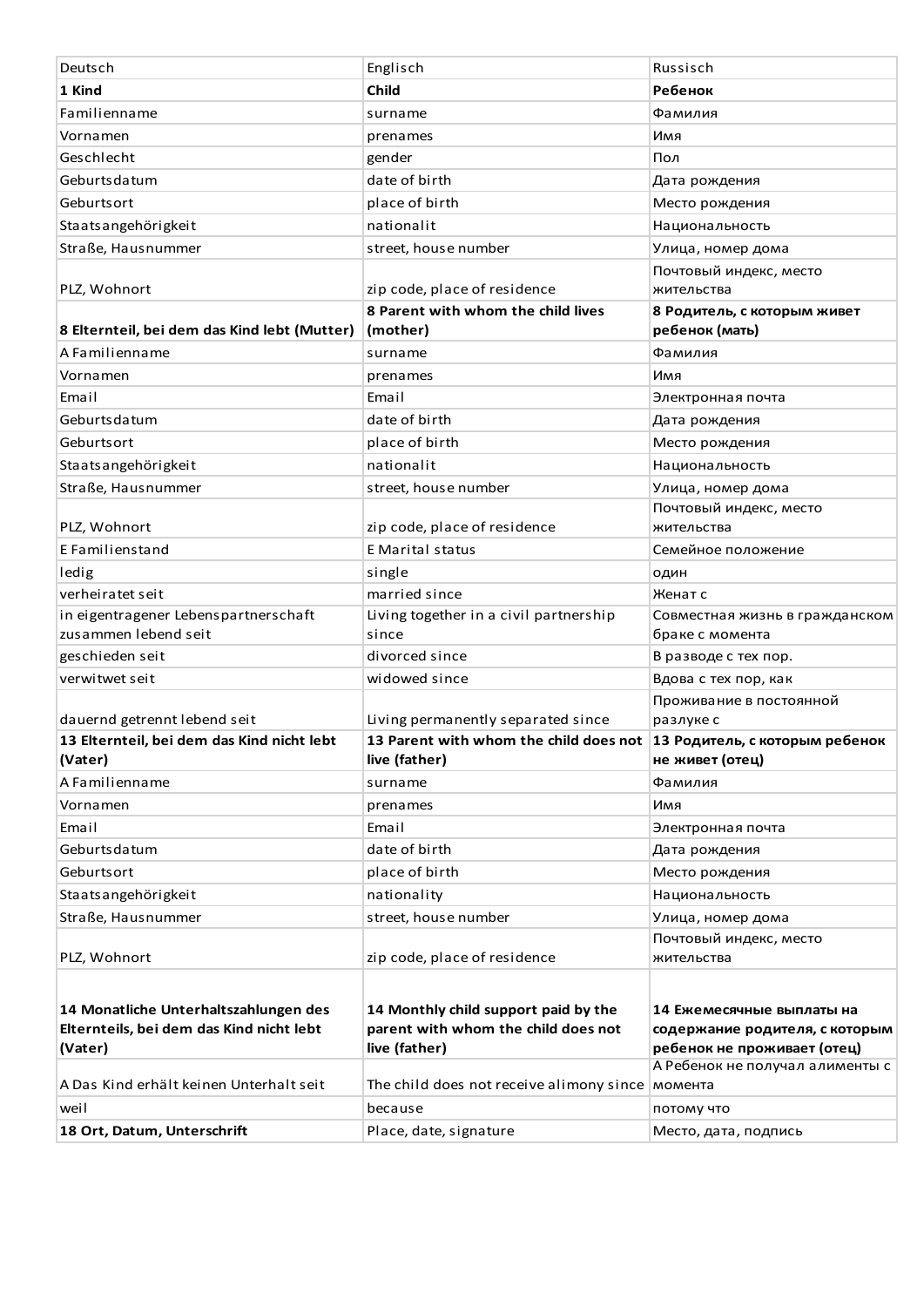| Deutsch | Englisch | Russisch |
|---|---|---|
| **1 Kind** | **Child** | **Ребенок** |
| Familienname | surname | Фамилия |
| Vornamen | prenames | Имя |
| Geschlecht | gender | Пол |
| Geburtsdatum | date of birth | Дата рождения |
| Geburtsort | place of birth | Место рождения |
| Staatsangehörigkeit | nationalit | Национальность |
| Straße, Hausnummer | street, house number | Улица, номер дома |
| PLZ, Wohnort | zip code, place of residence | Почтовый индекс, место жительства |
| **8 Elternteil, bei dem das Kind lebt (Mutter)** | **8 Parent with whom the child lives (mother)** | **8 Родитель, с которым живет ребенок (мать)** |
| A Familienname | surname | Фамилия |
| Vornamen | prenames | Имя |
| Email | Email | Электронная почта |
| Geburtsdatum | date of birth | Дата рождения |
| Geburtsort | place of birth | Место рождения |
| Staatsangehörigkeit | nationalit | Национальность |
| Straße, Hausnummer | street, house number | Улица, номер дома |
| PLZ, Wohnort | zip code, place of residence | Почтовый индекс, место жительства |
| E Familienstand | E Marital status | Семейное положение |
| ledig | single | один |
| verheiratet seit | married since | Женат с |
| in eigentragener Lebenspartnerschaft zusammen lebend seit | Living together in a civil partnership since | Совместная жизнь в гражданском браке с момента |
| geschieden seit | divorced since | В разводе с тех пор. |
| verwitwet seit | widowed since | Вдова с тех пор, как |
| dauernd getrennt lebend seit | Living permanently separated since | Проживание в постоянной разлуке с |
| **13 Elternteil, bei dem das Kind nicht lebt (Vater)** | **13 Parent with whom the child does not live (father)** | **13 Родитель, с которым ребенок не живет (отец)** |
| A Familienname | surname | Фамилия |
| Vornamen | prenames | Имя |
| Email | Email | Электронная почта |
| Geburtsdatum | date of birth | Дата рождения |
| Geburtsort | place of birth | Место рождения |
| Staatsangehörigkeit | nationality | Национальность |
| Straße, Hausnummer | street, house number | Улица, номер дома |
| PLZ, Wohnort | zip code, place of residence | Почтовый индекс, место жительства |
| **14 Monatliche Unterhaltszahlungen des Elternteils, bei dem das Kind nicht lebt (Vater)** | **14 Monthly child support paid by the parent with whom the child does not live (father)** | **14 Ежемесячные выплаты на содержание родителя, с которым ребенок не проживает (отец)** |
| A Das Kind erhält keinen Unterhalt seit | The child does not receive alimony since | А Ребенок не получал алименты с момента |
| weil | because | потому что |
| **18 Ort, Datum, Unterschrift** | Place, date, signature | Место, дата, подпись |